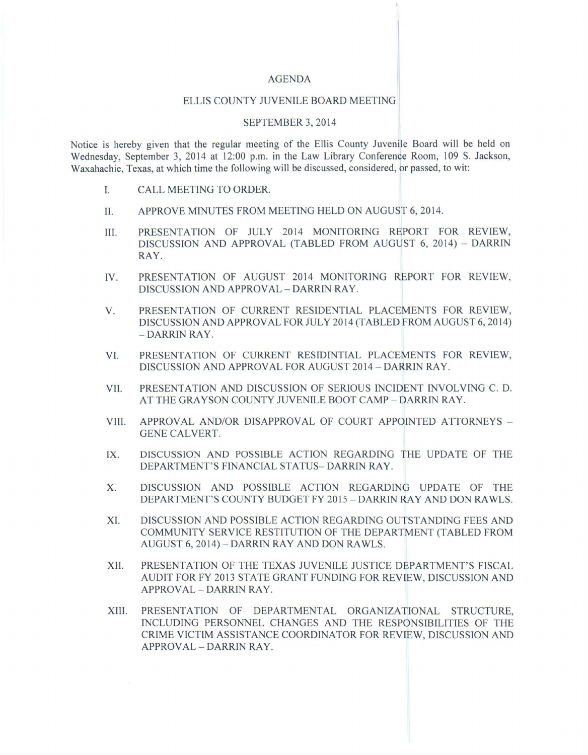# AGENDA

## ELLIS COUNTY JUVENILE BOARD MEETING

## SEPTEMBER 3, 2014

Notice is hereby given that the regular meeting of the Ellis County Juvenile Board will be held on Wednesday, September 3, 2014 at 12:00 p.m. in the Law Library Conference Room, 109 S. Jackson, Waxahachie, Texas, at which time the following will be discussed, considered, or passed, to wit:

I. CALL MEETING TO ORDER.

II. APPROVE MINUTES FROM MEETING HELD ON AUGUST 6, 2014.

III. PRESENTATION OF JULY 2014 MONITORING REPORT FOR REVIEW, DISCUSSION AND APPROVAL (TABLED FROM AUGUST 6, 2014) – DARRIN RAY.

IV. PRESENTATION OF AUGUST 2014 MONITORING REPORT FOR REVIEW, DISCUSSION AND APPROVAL – DARRIN RAY.

V. PRESENTATION OF CURRENT RESIDENTIAL PLACEMENTS FOR REVIEW, DISCUSSION AND APPROVAL FOR JULY 2014 (TABLED FROM AUGUST 6, 2014) – DARRIN RAY.

VI. PRESENTATION OF CURRENT RESIDINTIAL PLACEMENTS FOR REVIEW, DISCUSSION AND APPROVAL FOR AUGUST 2014 – DARRIN RAY.

VII. PRESENTATION AND DISCUSSION OF SERIOUS INCIDENT INVOLVING C. D. AT THE GRAYSON COUNTY JUVENILE BOOT CAMP – DARRIN RAY.

VIII. APPROVAL AND/OR DISAPPROVAL OF COURT APPOINTED ATTORNEYS – GENE CALVERT.

IX. DISCUSSION AND POSSIBLE ACTION REGARDING THE UPDATE OF THE DEPARTMENT'S FINANCIAL STATUS– DARRIN RAY.

X. DISCUSSION AND POSSIBLE ACTION REGARDING UPDATE OF THE DEPARTMENT'S COUNTY BUDGET FY 2015 – DARRIN RAY AND DON RAWLS.

XI. DISCUSSION AND POSSIBLE ACTION REGARDING OUTSTANDING FEES AND COMMUNITY SERVICE RESTITUTION OF THE DEPARTMENT (TABLED FROM AUGUST 6, 2014) – DARRIN RAY AND DON RAWLS.

XII. PRESENTATION OF THE TEXAS JUVENILE JUSTICE DEPARTMENT'S FISCAL AUDIT FOR FY 2013 STATE GRANT FUNDING FOR REVIEW, DISCUSSION AND APPROVAL – DARRIN RAY.

XIII. PRESENTATION OF DEPARTMENTAL ORGANIZATIONAL STRUCTURE, INCLUDING PERSONNEL CHANGES AND THE RESPONSIBILITIES OF THE CRIME VICTIM ASSISTANCE COORDINATOR FOR REVIEW, DISCUSSION AND APPROVAL – DARRIN RAY.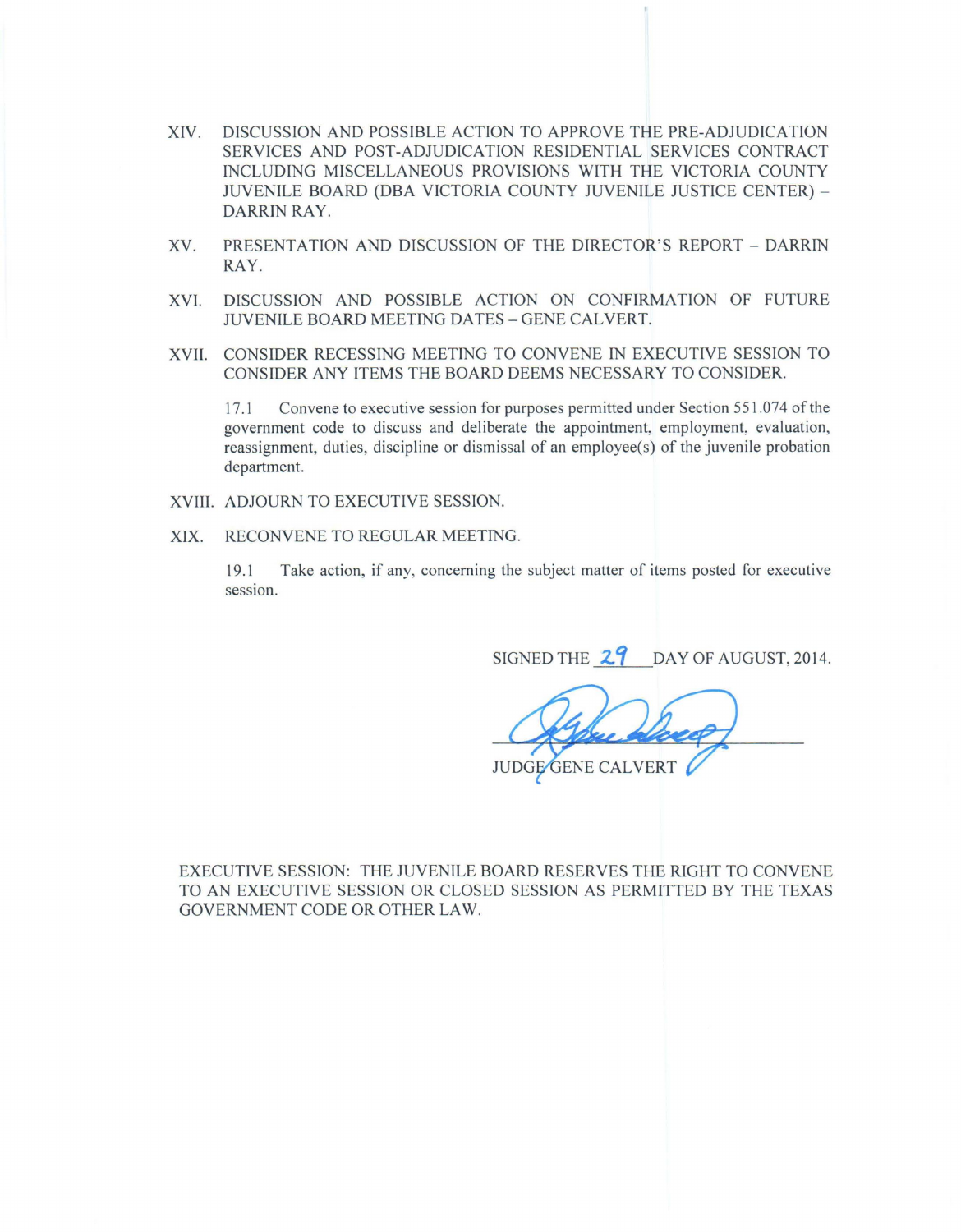XIV. DISCUSSION AND POSSIBLE ACTION TO APPROVE THE PRE-ADJUDICATION SERVICES AND POST-ADJUDICATION RESIDENTIAL SERVICES CONTRACT INCLUDING MISCELLANEOUS PROVISIONS WITH THE VICTORIA COUNTY JUVENILE BOARD (DBA VICTORIA COUNTY JUVENILE JUSTICE CENTER) – DARRIN RAY.

XV. PRESENTATION AND DISCUSSION OF THE DIRECTOR'S REPORT – DARRIN RAY.

XVI. DISCUSSION AND POSSIBLE ACTION ON CONFIRMATION OF FUTURE JUVENILE BOARD MEETING DATES – GENE CALVERT.

XVII. CONSIDER RECESSING MEETING TO CONVENE IN EXECUTIVE SESSION TO CONSIDER ANY ITEMS THE BOARD DEEMS NECESSARY TO CONSIDER.

17.1 Convene to executive session for purposes permitted under Section 551.074 of the government code to discuss and deliberate the appointment, employment, evaluation, reassignment, duties, discipline or dismissal of an employee(s) of the juvenile probation department.

XVIII. ADJOURN TO EXECUTIVE SESSION.

XIX. RECONVENE TO REGULAR MEETING.

19.1 Take action, if any, concerning the subject matter of items posted for executive session.

SIGNED THE 29 DAY OF AUGUST, 2014.

JUDGE GENE CALVERT

EXECUTIVE SESSION: THE JUVENILE BOARD RESERVES THE RIGHT TO CONVENE TO AN EXECUTIVE SESSION OR CLOSED SESSION AS PERMITTED BY THE TEXAS GOVERNMENT CODE OR OTHER LAW.